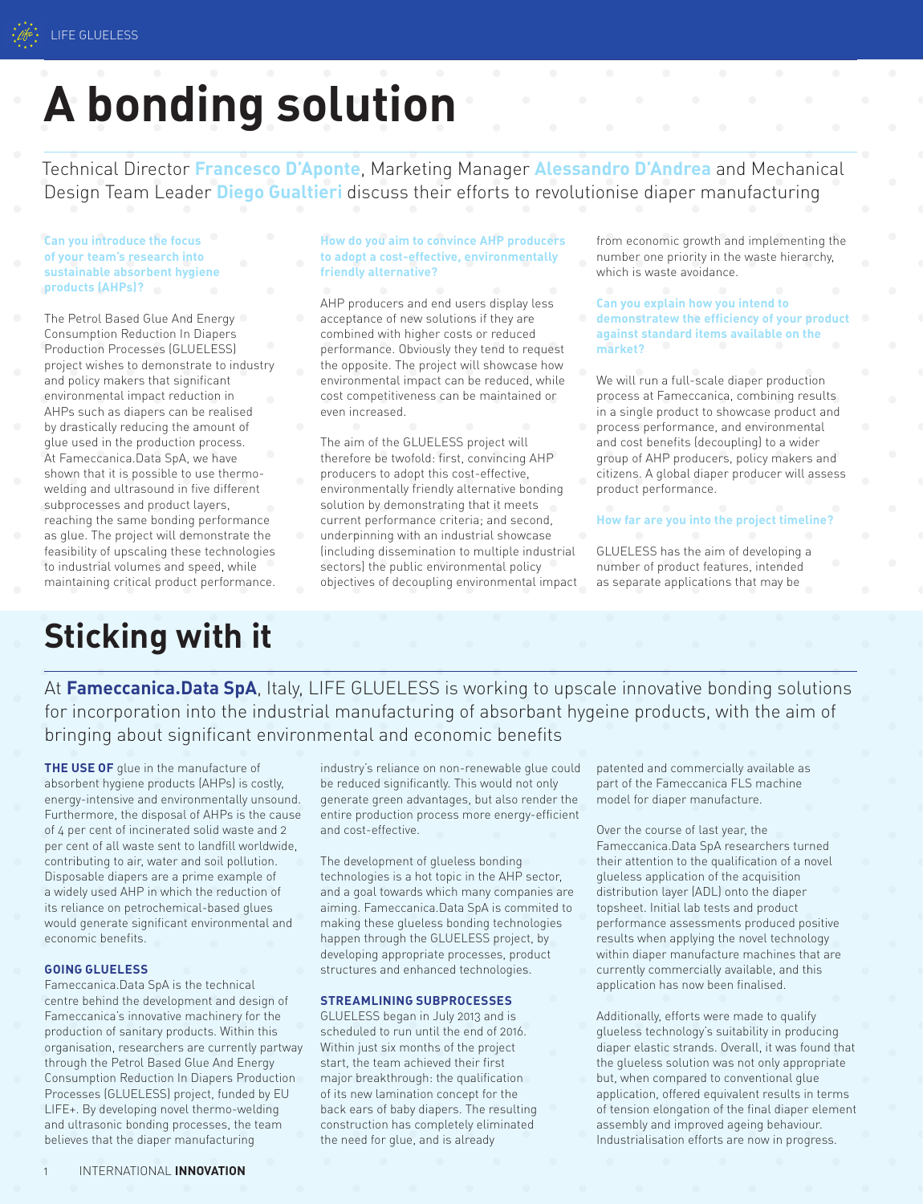# A bonding solution

Technical Director **Francesco D'Aponte**, Marketing Manager **Alessandro D'Andrea** and Mechanical Design Team Leader **Diego Gualtieri** discuss their efforts to revolutionise diaper manufacturing

**Can you introduce the focus of your team's research into sustainable absorbent hygiene products (AHPs)?**

The Petrol Based Glue And Energy Consumption Reduction In Diapers Production Processes (GLUELESS) project wishes to demonstrate to industry and policy makers that significant environmental impact reduction in AHPs such as diapers can be realised by drastically reducing the amount of glue used in the production process. At Fameccanica.Data SpA, we have shown that it is possible to use thermo-welding and ultrasound in five different subprocesses and product layers, reaching the same bonding performance as glue. The project will demonstrate the feasibility of upscaling these technologies to industrial volumes and speed, while maintaining critical product performance.

**How do you aim to convince AHP producers to adopt a cost-effective, environmentally friendly alternative?**

AHP producers and end users display less acceptance of new solutions if they are combined with higher costs or reduced performance. Obviously they tend to request the opposite. The project will showcase how environmental impact can be reduced, while cost competitiveness can be maintained or even increased.

The aim of the GLUELESS project will therefore be twofold: first, convincing AHP producers to adopt this cost-effective, environmentally friendly alternative bonding solution by demonstrating that it meets current performance criteria; and second, underpinning with an industrial showcase (including dissemination to multiple industrial sectors) the public environmental policy objectives of decoupling environmental impact from economic growth and implementing the number one priority in the waste hierarchy, which is waste avoidance.

**Can you explain how you intend to demonstratew the efficiency of your product against standard items available on the market?**

We will run a full-scale diaper production process at Fameccanica, combining results in a single product to showcase product and process performance, and environmental and cost benefits (decoupling) to a wider group of AHP producers, policy makers and citizens. A global diaper producer will assess product performance.

**How far are you into the project timeline?**

GLUELESS has the aim of developing a number of product features, intended as separate applications that may be

# Sticking with it

At **Fameccanica.Data SpA**, Italy, LIFE GLUELESS is working to upscale innovative bonding solutions for incorporation into the industrial manufacturing of absorbant hygeine products, with the aim of bringing about significant environmental and economic benefits

**THE USE OF** glue in the manufacture of absorbent hygiene products (AHPs) is costly, energy-intensive and environmentally unsound. Furthermore, the disposal of AHPs is the cause of 4 per cent of incinerated solid waste and 2 per cent of all waste sent to landfill worldwide, contributing to air, water and soil pollution. Disposable diapers are a prime example of a widely used AHP in which the reduction of its reliance on petrochemical-based glues would generate significant environmental and economic benefits.

## GOING GLUELESS

Fameccanica.Data SpA is the technical centre behind the development and design of Fameccanica's innovative machinery for the production of sanitary products. Within this organisation, researchers are currently partway through the Petrol Based Glue And Energy Consumption Reduction In Diapers Production Processes (GLUELESS) project, funded by EU LIFE+. By developing novel thermo-welding and ultrasonic bonding processes, the team believes that the diaper manufacturing industry's reliance on non-renewable glue could be reduced significantly. This would not only generate green advantages, but also render the entire production process more energy-efficient and cost-effective.

The development of glueless bonding technologies is a hot topic in the AHP sector, and a goal towards which many companies are aiming. Fameccanica.Data SpA is commited to making these glueless bonding technologies happen through the GLUELESS project, by developing appropriate processes, product structures and enhanced technologies.

## STREAMLINING SUBPROCESSES

GLUELESS began in July 2013 and is scheduled to run until the end of 2016. Within just six months of the project start, the team achieved their first major breakthrough: the qualification of its new lamination concept for the back ears of baby diapers. The resulting construction has completely eliminated the need for glue, and is already patented and commercially available as part of the Fameccanica FLS machine model for diaper manufacture.

Over the course of last year, the Fameccanica.Data SpA researchers turned their attention to the qualification of a novel glueless application of the acquisition distribution layer (ADL) onto the diaper topsheet. Initial lab tests and product performance assessments produced positive results when applying the novel technology within diaper manufacture machines that are currently commercially available, and this application has now been finalised.

Additionally, efforts were made to qualify glueless technology's suitability in producing diaper elastic strands. Overall, it was found that the glueless solution was not only appropriate but, when compared to conventional glue application, offered equivalent results in terms of tension elongation of the final diaper element assembly and improved ageing behaviour. Industrialisation efforts are now in progress.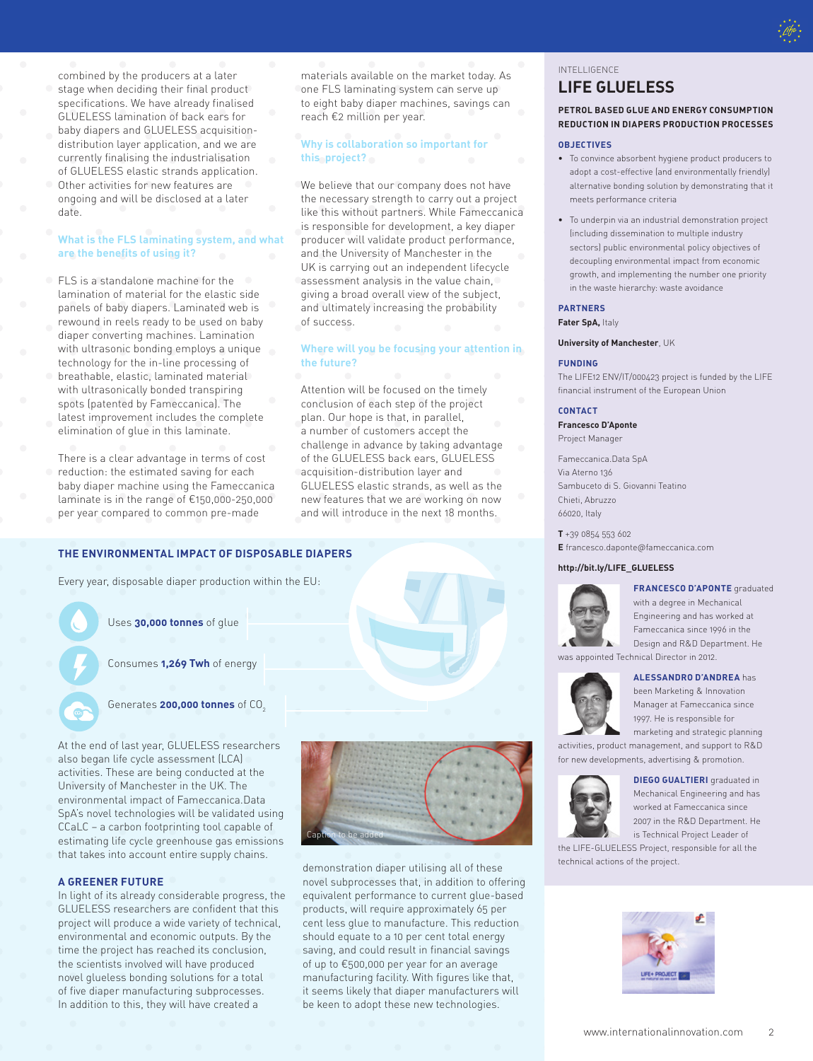combined by the producers at a later stage when deciding their final product specifications. We have already finalised GLUELESS lamination of back ears for baby diapers and GLUELESS acquisition-distribution layer application, and we are currently finalising the industrialisation of GLUELESS elastic strands application. Other activities for new features are ongoing and will be disclosed at a later date.

### What is the FLS laminating system, and what are the benefits of using it?

FLS is a standalone machine for the lamination of material for the elastic side panels of baby diapers. Laminated web is rewound in reels ready to be used on baby diaper converting machines. Lamination with ultrasonic bonding employs a unique technology for the in-line processing of breathable, elastic, laminated material with ultrasonically bonded transpiring spots (patented by Fameccanica). The latest improvement includes the complete elimination of glue in this laminate.

There is a clear advantage in terms of cost reduction: the estimated saving for each baby diaper machine using the Fameccanica laminate is in the range of €150,000-250,000 per year compared to common pre-made materials available on the market today. As one FLS laminating system can serve up to eight baby diaper machines, savings can reach €2 million per year.

### Why is collaboration so important for this project?

We believe that our company does not have the necessary strength to carry out a project like this without partners. While Fameccanica is responsible for development, a key diaper producer will validate product performance, and the University of Manchester in the UK is carrying out an independent lifecycle assessment analysis in the value chain, giving a broad overall view of the subject, and ultimately increasing the probability of success.

### Where will you be focusing your attention in the future?

Attention will be focused on the timely conclusion of each step of the project plan. Our hope is that, in parallel, a number of customers accept the challenge in advance by taking advantage of the GLUELESS back ears, GLUELESS acquisition-distribution layer and GLUELESS elastic strands, as well as the new features that we are working on now and will introduce in the next 18 months.

## THE ENVIRONMENTAL IMPACT OF DISPOSABLE DIAPERS

Every year, disposable diaper production within the EU:

- Uses **30,000 tonnes** of glue
- Consumes **1,269 Twh** of energy
- Generates **200,000 tonnes** of $CO_2$

At the end of last year, GLUELESS researchers also began life cycle assessment (LCA) activities. These are being conducted at the University of Manchester in the UK. The environmental impact of Fameccanica.Data SpA's novel technologies will be validated using CCaLC – a carbon footprinting tool capable of estimating life cycle greenhouse gas emissions that takes into account entire supply chains.

Caption to be added

### A GREENER FUTURE

In light of its already considerable progress, the GLUELESS researchers are confident that this project will produce a wide variety of technical, environmental and economic outputs. By the time the project has reached its conclusion, the scientists involved will have produced novel glueless bonding solutions for a total of five diaper manufacturing subprocesses. In addition to this, they will have created a demonstration diaper utilising all of these novel subprocesses that, in addition to offering equivalent performance to current glue-based products, will require approximately 65 per cent less glue to manufacture. This reduction should equate to a 10 per cent total energy saving, and could result in financial savings of up to €500,000 per year for an average manufacturing facility. With figures like that, it seems likely that diaper manufacturers will be keen to adopt these new technologies.

---

INTELLIGENCE

## LIFE GLUELESS

**PETROL BASED GLUE AND ENERGY CONSUMPTION REDUCTION IN DIAPERS PRODUCTION PROCESSES**

### OBJECTIVES

- To convince absorbent hygiene product producers to adopt a cost-effective (and environmentally friendly) alternative bonding solution by demonstrating that it meets performance criteria
- To underpin via an industrial demonstration project (including dissemination to multiple industry sectors) public environmental policy objectives of decoupling environmental impact from economic growth, and implementing the number one priority in the waste hierarchy: waste avoidance

### PARTNERS

**Fater SpA,** Italy

**University of Manchester**, UK

### FUNDING

The LIFE12 ENV/IT/000423 project is funded by the LIFE financial instrument of the European Union

### CONTACT

**Francesco D'Aponte**
Project Manager

Fameccanica.Data SpA
Via Aterno 136
Sambuceto di S. Giovanni Teatino
Chieti, Abruzzo
66020, Italy

**T** +39 0854 553 602
**E** francesco.daponte@fameccanica.com

**http://bit.ly/LIFE_GLUELESS**

**FRANCESCO D'APONTE** graduated with a degree in Mechanical Engineering and has worked at Fameccanica since 1996 in the Design and R&D Department. He was appointed Technical Director in 2012.

**ALESSANDRO D'ANDREA** has been Marketing & Innovation Manager at Fameccanica since 1997. He is responsible for marketing and strategic planning activities, product management, and support to R&D for new developments, advertising & promotion.

**DIEGO GUALTIERI** graduated in Mechanical Engineering and has worked at Fameccanica since 2007 in the R&D Department. He is Technical Project Leader of the LIFE-GLUELESS Project, responsible for all the technical actions of the project.